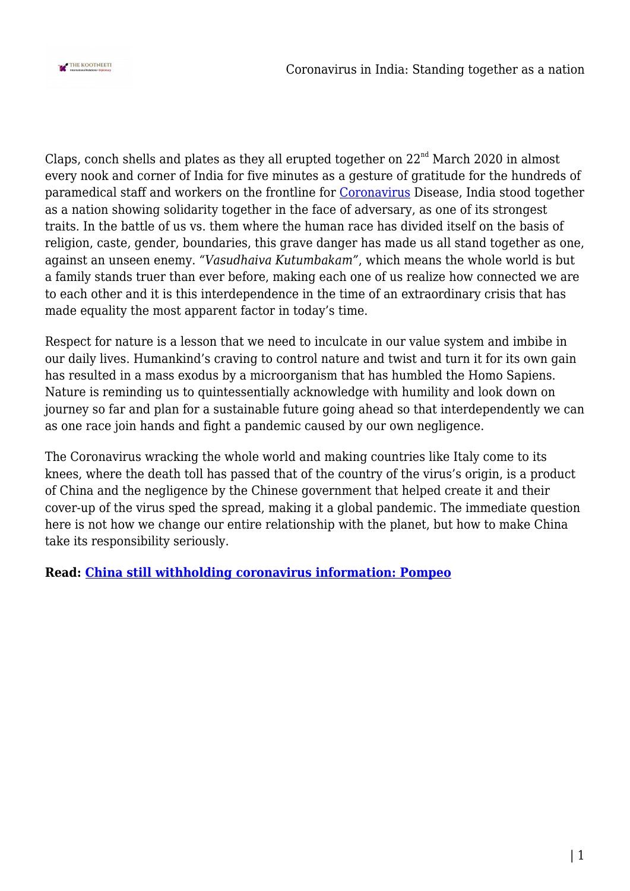Claps, conch shells and plates as they all erupted together on 22nd March 2020 in almost every nook and corner of India for five minutes as a gesture of gratitude for the hundreds of paramedical staff and workers on the frontline for Coronavirus Disease, India stood together as a nation showing solidarity together in the face of adversary, as one of its strongest traits. In the battle of us vs. them where the human race has divided itself on the basis of religion, caste, gender, boundaries, this grave danger has made us all stand together as one, against an unseen enemy. *"Vasudhaiva Kutumbakam"*, which means the whole world is but a family stands truer than ever before, making each one of us realize how connected we are to each other and it is this interdependence in the time of an extraordinary crisis that has made equality the most apparent factor in today's time.

Respect for nature is a lesson that we need to inculcate in our value system and imbibe in our daily lives. Humankind's craving to control nature and twist and turn it for its own gain has resulted in a mass exodus by a microorganism that has humbled the Homo Sapiens. Nature is reminding us to quintessentially acknowledge with humility and look down on journey so far and plan for a sustainable future going ahead so that interdependently we can as one race join hands and fight a pandemic caused by our own negligence.

The Coronavirus wracking the whole world and making countries like Italy come to its knees, where the death toll has passed that of the country of the virus's origin, is a product of China and the negligence by the Chinese government that helped create it and their cover-up of the virus sped the spread, making it a global pandemic. The immediate question here is not how we change our entire relationship with the planet, but how to make China take its responsibility seriously.

**Read: China still withholding coronavirus information: Pompeo**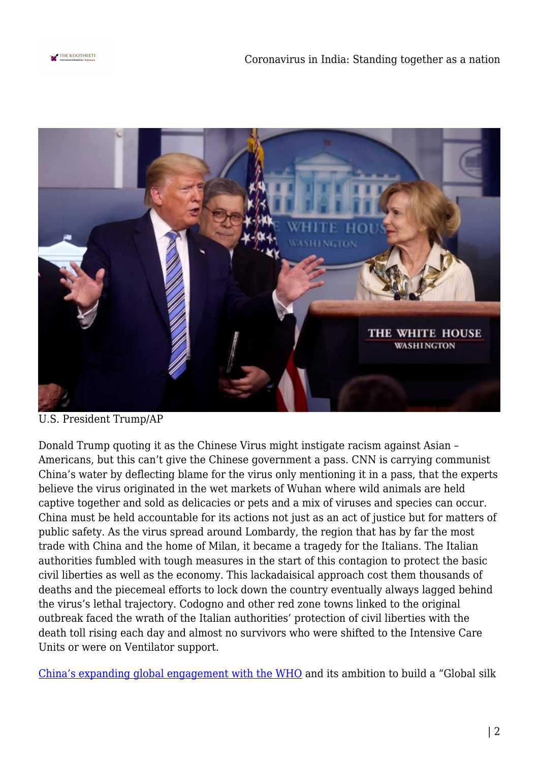U.S. President Trump/AP

Donald Trump quoting it as the Chinese Virus might instigate racism against Asian – Americans, but this can't give the Chinese government a pass. CNN is carrying communist China's water by deflecting blame for the virus only mentioning it in a pass, that the experts believe the virus originated in the wet markets of Wuhan where wild animals are held captive together and sold as delicacies or pets and a mix of viruses and species can occur. China must be held accountable for its actions not just as an act of justice but for matters of public safety. As the virus spread around Lombardy, the region that has by far the most trade with China and the home of Milan, it became a tragedy for the Italians. The Italian authorities fumbled with tough measures in the start of this contagion to protect the basic civil liberties as well as the economy. This lackadaisical approach cost them thousands of deaths and the piecemeal efforts to lock down the country eventually always lagged behind the virus's lethal trajectory. Codogno and other red zone towns linked to the original outbreak faced the wrath of the Italian authorities' protection of civil liberties with the death toll rising each day and almost no survivors who were shifted to the Intensive Care Units or were on Ventilator support.

China's expanding global engagement with the WHO and its ambition to build a "Global silk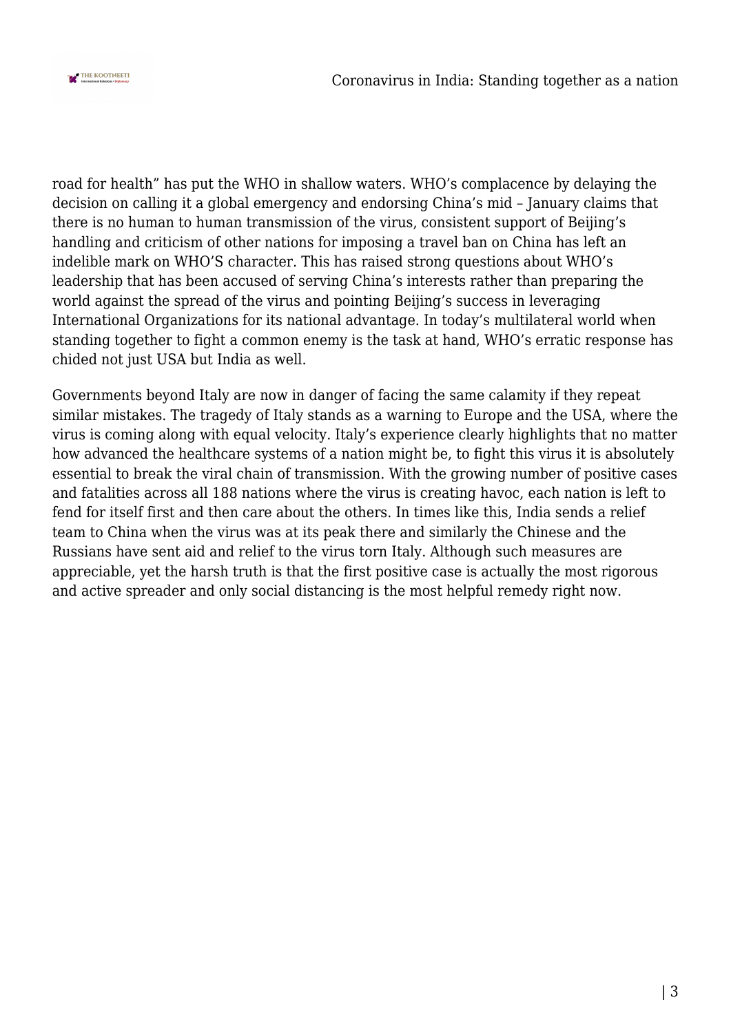road for health" has put the WHO in shallow waters. WHO's complacence by delaying the decision on calling it a global emergency and endorsing China's mid – January claims that there is no human to human transmission of the virus, consistent support of Beijing's handling and criticism of other nations for imposing a travel ban on China has left an indelible mark on WHO'S character. This has raised strong questions about WHO's leadership that has been accused of serving China's interests rather than preparing the world against the spread of the virus and pointing Beijing's success in leveraging International Organizations for its national advantage. In today's multilateral world when standing together to fight a common enemy is the task at hand, WHO's erratic response has chided not just USA but India as well.

Governments beyond Italy are now in danger of facing the same calamity if they repeat similar mistakes. The tragedy of Italy stands as a warning to Europe and the USA, where the virus is coming along with equal velocity. Italy's experience clearly highlights that no matter how advanced the healthcare systems of a nation might be, to fight this virus it is absolutely essential to break the viral chain of transmission. With the growing number of positive cases and fatalities across all 188 nations where the virus is creating havoc, each nation is left to fend for itself first and then care about the others. In times like this, India sends a relief team to China when the virus was at its peak there and similarly the Chinese and the Russians have sent aid and relief to the virus torn Italy. Although such measures are appreciable, yet the harsh truth is that the first positive case is actually the most rigorous and active spreader and only social distancing is the most helpful remedy right now.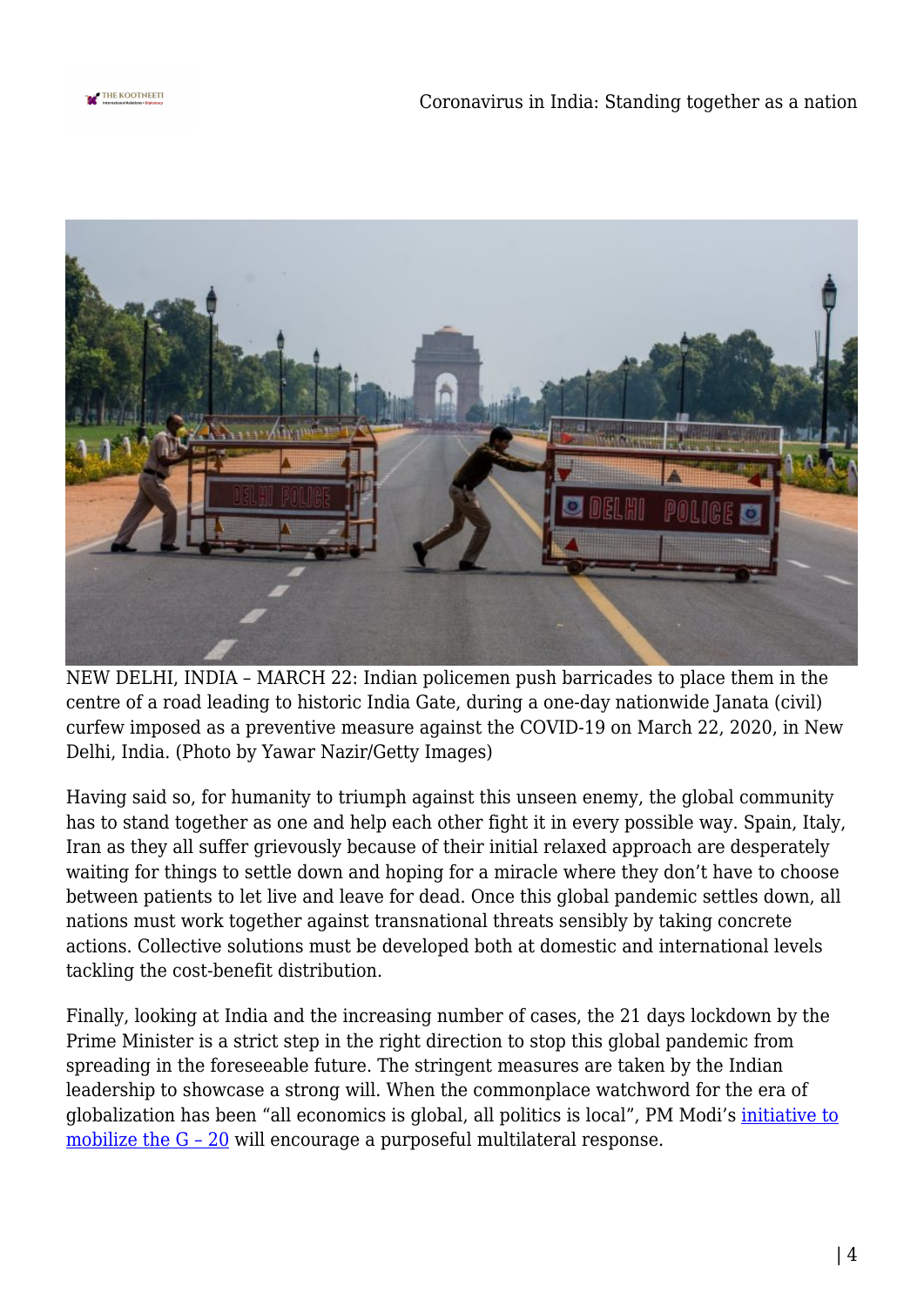NEW DELHI, INDIA – MARCH 22: Indian policemen push barricades to place them in the centre of a road leading to historic India Gate, during a one-day nationwide Janata (civil) curfew imposed as a preventive measure against the COVID-19 on March 22, 2020, in New Delhi, India. (Photo by Yawar Nazir/Getty Images)

Having said so, for humanity to triumph against this unseen enemy, the global community has to stand together as one and help each other fight it in every possible way. Spain, Italy, Iran as they all suffer grievously because of their initial relaxed approach are desperately waiting for things to settle down and hoping for a miracle where they don't have to choose between patients to let live and leave for dead. Once this global pandemic settles down, all nations must work together against transnational threats sensibly by taking concrete actions. Collective solutions must be developed both at domestic and international levels tackling the cost-benefit distribution.

Finally, looking at India and the increasing number of cases, the 21 days lockdown by the Prime Minister is a strict step in the right direction to stop this global pandemic from spreading in the foreseeable future. The stringent measures are taken by the Indian leadership to showcase a strong will. When the commonplace watchword for the era of globalization has been "all economics is global, all politics is local", PM Modi's initiative to mobilize the G – 20 will encourage a purposeful multilateral response.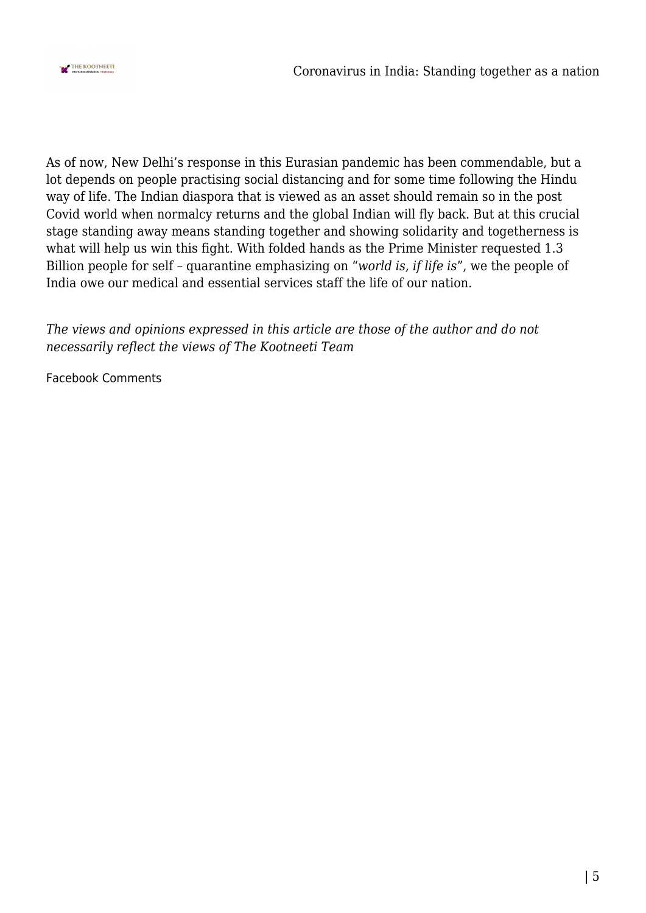As of now, New Delhi's response in this Eurasian pandemic has been commendable, but a lot depends on people practising social distancing and for some time following the Hindu way of life. The Indian diaspora that is viewed as an asset should remain so in the post Covid world when normalcy returns and the global Indian will fly back. But at this crucial stage standing away means standing together and showing solidarity and togetherness is what will help us win this fight. With folded hands as the Prime Minister requested 1.3 Billion people for self – quarantine emphasizing on "*world is, if life is*", we the people of India owe our medical and essential services staff the life of our nation.

*The views and opinions expressed in this article are those of the author and do not necessarily reflect the views of The Kootneeti Team*

Facebook Comments